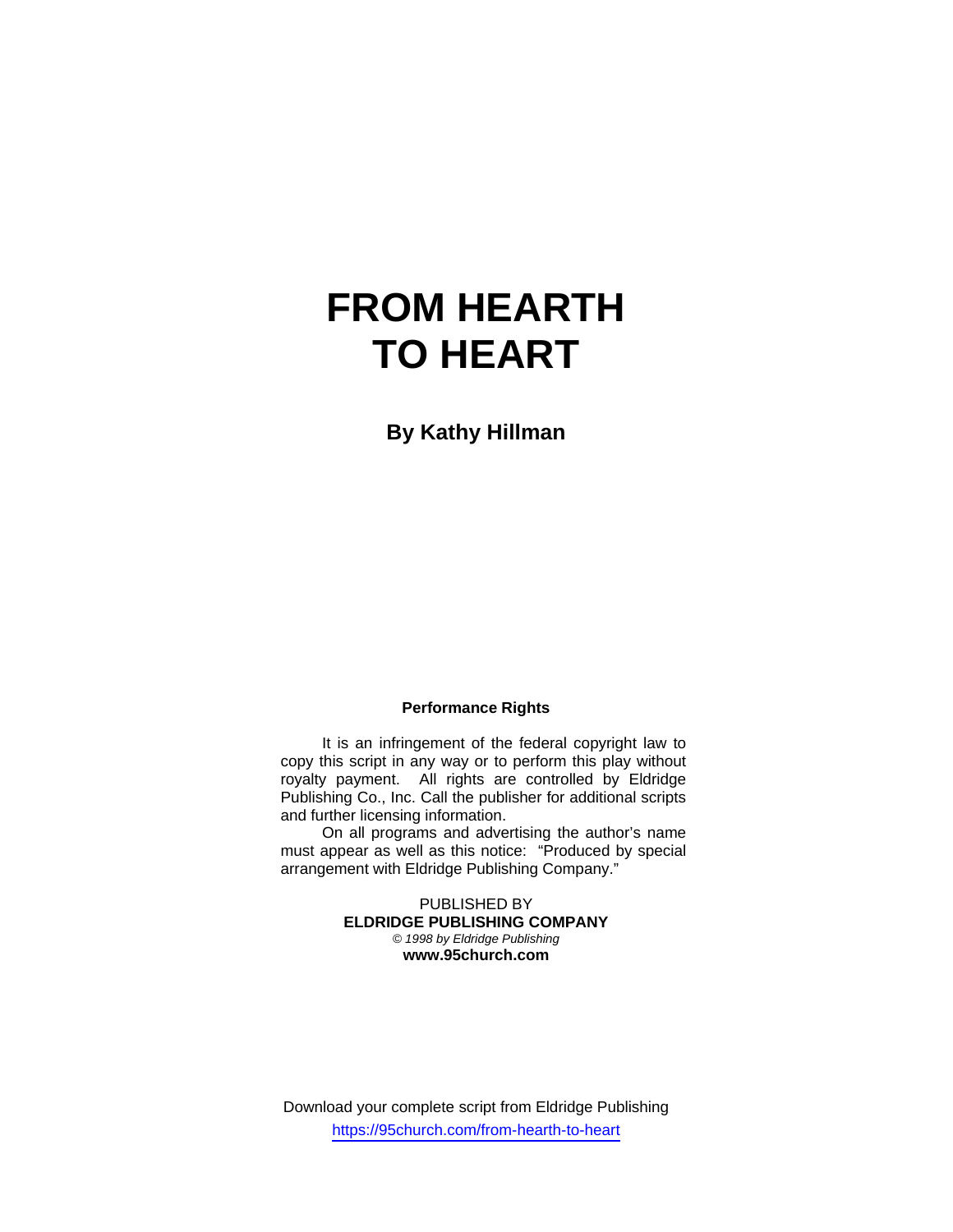# FROM HEARTH TO HEART

**By Kathy Hillman**

**Performance Rights**

It is an infringement of the federal copyright law to copy this script in any way or to perform this play without royalty payment. All rights are controlled by Eldridge Publishing Co., Inc. Call the publisher for additional scripts and further licensing information.

On all programs and advertising the author's name must appear as well as this notice: "Produced by special arrangement with Eldridge Publishing Company."

PUBLISHED BY
**ELDRIDGE PUBLISHING COMPANY**
*© 1998 by Eldridge Publishing*
**www.95church.com**

Download your complete script from Eldridge Publishing
https://95church.com/from-hearth-to-heart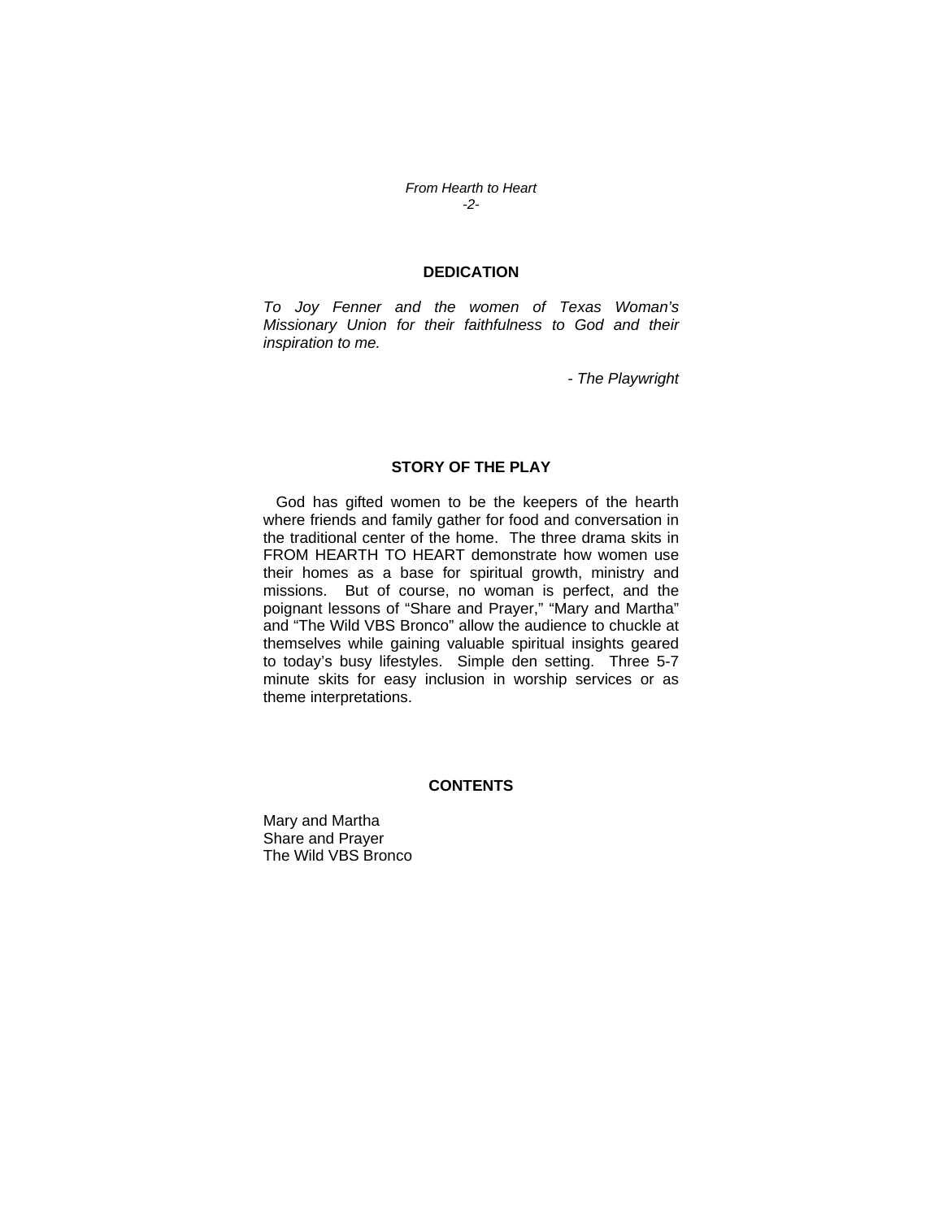## DEDICATION

*To Joy Fenner and the women of Texas Woman's Missionary Union for their faithfulness to God and their inspiration to me.*

*- The Playwright*

## STORY OF THE PLAY

God has gifted women to be the keepers of the hearth where friends and family gather for food and conversation in the traditional center of the home. The three drama skits in FROM HEARTH TO HEART demonstrate how women use their homes as a base for spiritual growth, ministry and missions. But of course, no woman is perfect, and the poignant lessons of "Share and Prayer," "Mary and Martha" and "The Wild VBS Bronco" allow the audience to chuckle at themselves while gaining valuable spiritual insights geared to today's busy lifestyles. Simple den setting. Three 5-7 minute skits for easy inclusion in worship services or as theme interpretations.

## CONTENTS

Mary and Martha
Share and Prayer
The Wild VBS Bronco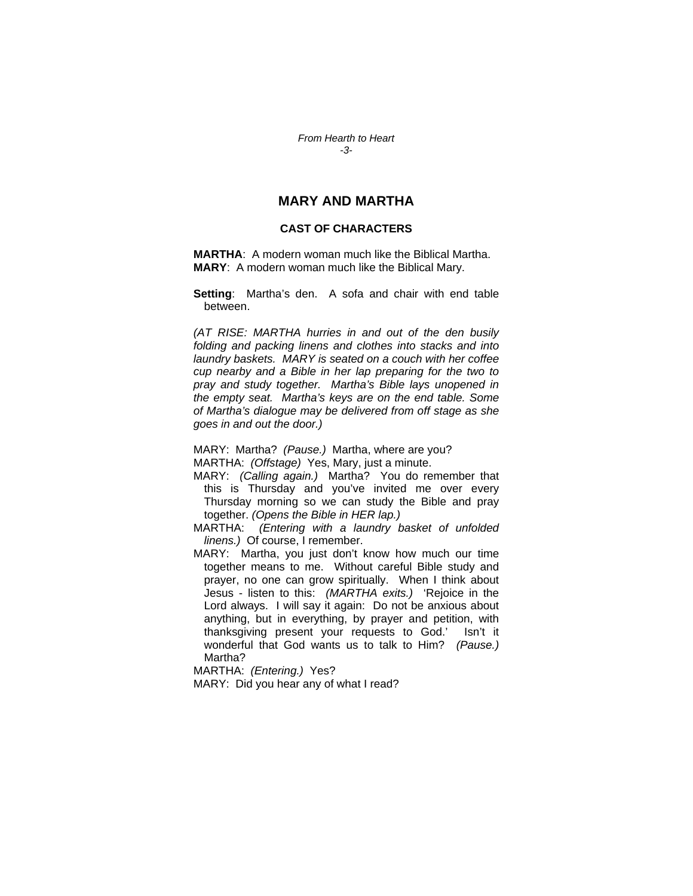## MARY AND MARTHA

### CAST OF CHARACTERS

**MARTHA**: A modern woman much like the Biblical Martha.
**MARY**: A modern woman much like the Biblical Mary.

**Setting**: Martha's den. A sofa and chair with end table between.

*(AT RISE: MARTHA hurries in and out of the den busily folding and packing linens and clothes into stacks and into laundry baskets. MARY is seated on a couch with her coffee cup nearby and a Bible in her lap preparing for the two to pray and study together. Martha's Bible lays unopened in the empty seat. Martha's keys are on the end table. Some of Martha's dialogue may be delivered from off stage as she goes in and out the door.)*

MARY: Martha? *(Pause.)* Martha, where are you?

MARTHA: *(Offstage)* Yes, Mary, just a minute.

MARY: *(Calling again.)* Martha? You do remember that this is Thursday and you've invited me over every Thursday morning so we can study the Bible and pray together. *(Opens the Bible in HER lap.)*

MARTHA: *(Entering with a laundry basket of unfolded linens.)* Of course, I remember.

MARY: Martha, you just don't know how much our time together means to me. Without careful Bible study and prayer, no one can grow spiritually. When I think about Jesus - listen to this: *(MARTHA exits.)* 'Rejoice in the Lord always. I will say it again: Do not be anxious about anything, but in everything, by prayer and petition, with thanksgiving present your requests to God.' Isn't it wonderful that God wants us to talk to Him? *(Pause.)* Martha?

MARTHA: *(Entering.)* Yes?

MARY: Did you hear any of what I read?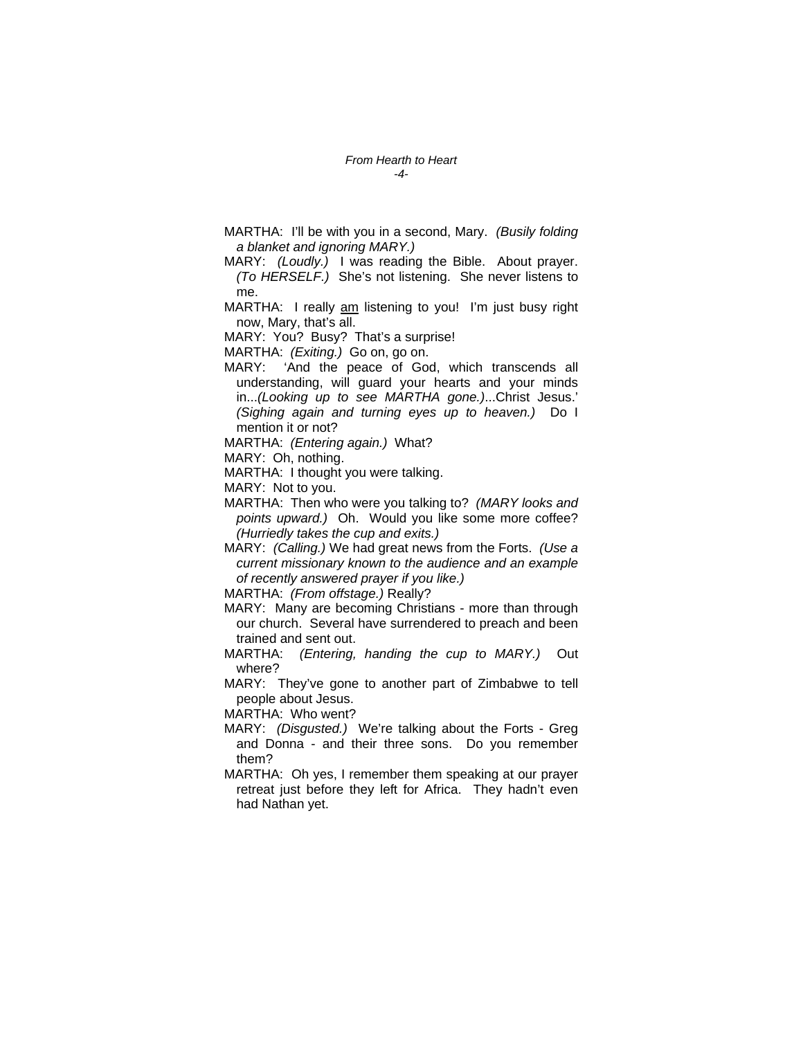MARTHA: I'll be with you in a second, Mary. *(Busily folding a blanket and ignoring MARY.)*

MARY: *(Loudly.)* I was reading the Bible. About prayer. *(To HERSELF.)* She's not listening. She never listens to me.

MARTHA: I really <u>am</u> listening to you! I'm just busy right now, Mary, that's all.

MARY: You? Busy? That's a surprise!

MARTHA: *(Exiting.)* Go on, go on.

MARY: 'And the peace of God, which transcends all understanding, will guard your hearts and your minds in...*(Looking up to see MARTHA gone.)*...Christ Jesus.' *(Sighing again and turning eyes up to heaven.)* Do I mention it or not?

MARTHA: *(Entering again.)* What?

MARY: Oh, nothing.

MARTHA: I thought you were talking.

MARY: Not to you.

MARTHA: Then who were you talking to? *(MARY looks and points upward.)* Oh. Would you like some more coffee? *(Hurriedly takes the cup and exits.)*

MARY: *(Calling.)* We had great news from the Forts. *(Use a current missionary known to the audience and an example of recently answered prayer if you like.)*

MARTHA: *(From offstage.)* Really?

MARY: Many are becoming Christians - more than through our church. Several have surrendered to preach and been trained and sent out.

MARTHA: *(Entering, handing the cup to MARY.)* Out where?

MARY: They've gone to another part of Zimbabwe to tell people about Jesus.

MARTHA: Who went?

MARY: *(Disgusted.)* We're talking about the Forts - Greg and Donna - and their three sons. Do you remember them?

MARTHA: Oh yes, I remember them speaking at our prayer retreat just before they left for Africa. They hadn't even had Nathan yet.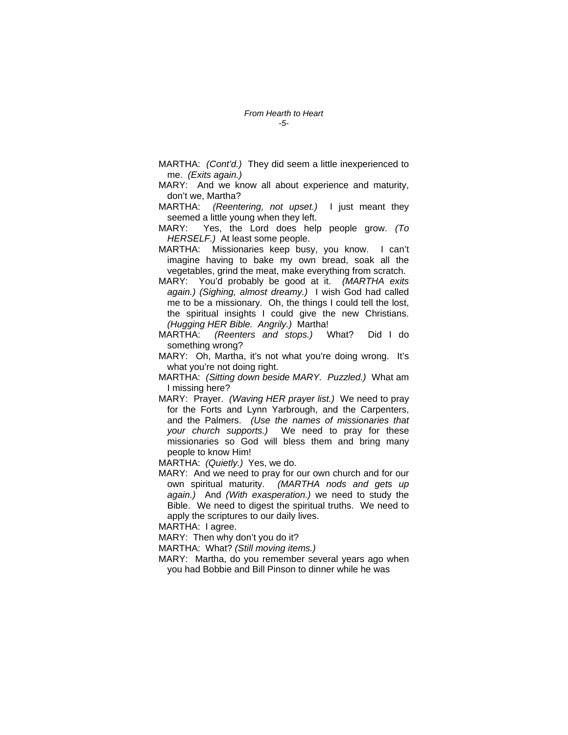MARTHA: *(Cont'd.)* They did seem a little inexperienced to me. *(Exits again.)*

MARY: And we know all about experience and maturity, don't we, Martha?

MARTHA: *(Reentering, not upset.)* I just meant they seemed a little young when they left.

MARY: Yes, the Lord does help people grow. *(To HERSELF.)* At least some people.

MARTHA: Missionaries keep busy, you know. I can't imagine having to bake my own bread, soak all the vegetables, grind the meat, make everything from scratch.

MARY: You'd probably be good at it. *(MARTHA exits again.) (Sighing, almost dreamy.)* I wish God had called me to be a missionary. Oh, the things I could tell the lost, the spiritual insights I could give the new Christians. *(Hugging HER Bible. Angrily.)* Martha!

MARTHA: *(Reenters and stops.)* What? Did I do something wrong?

MARY: Oh, Martha, it's not what you're doing wrong. It's what you're not doing right.

MARTHA: *(Sitting down beside MARY. Puzzled.)* What am I missing here?

MARY: Prayer. *(Waving HER prayer list.)* We need to pray for the Forts and Lynn Yarbrough, and the Carpenters, and the Palmers. *(Use the names of missionaries that your church supports.)* We need to pray for these missionaries so God will bless them and bring many people to know Him!

MARTHA: *(Quietly.)* Yes, we do.

MARY: And we need to pray for our own church and for our own spiritual maturity. *(MARTHA nods and gets up again.)* And *(With exasperation.)* we need to study the Bible. We need to digest the spiritual truths. We need to apply the scriptures to our daily lives.

MARTHA: I agree.

MARY: Then why don't you do it?

MARTHA: What? *(Still moving items.)*

MARY: Martha, do you remember several years ago when you had Bobbie and Bill Pinson to dinner while he was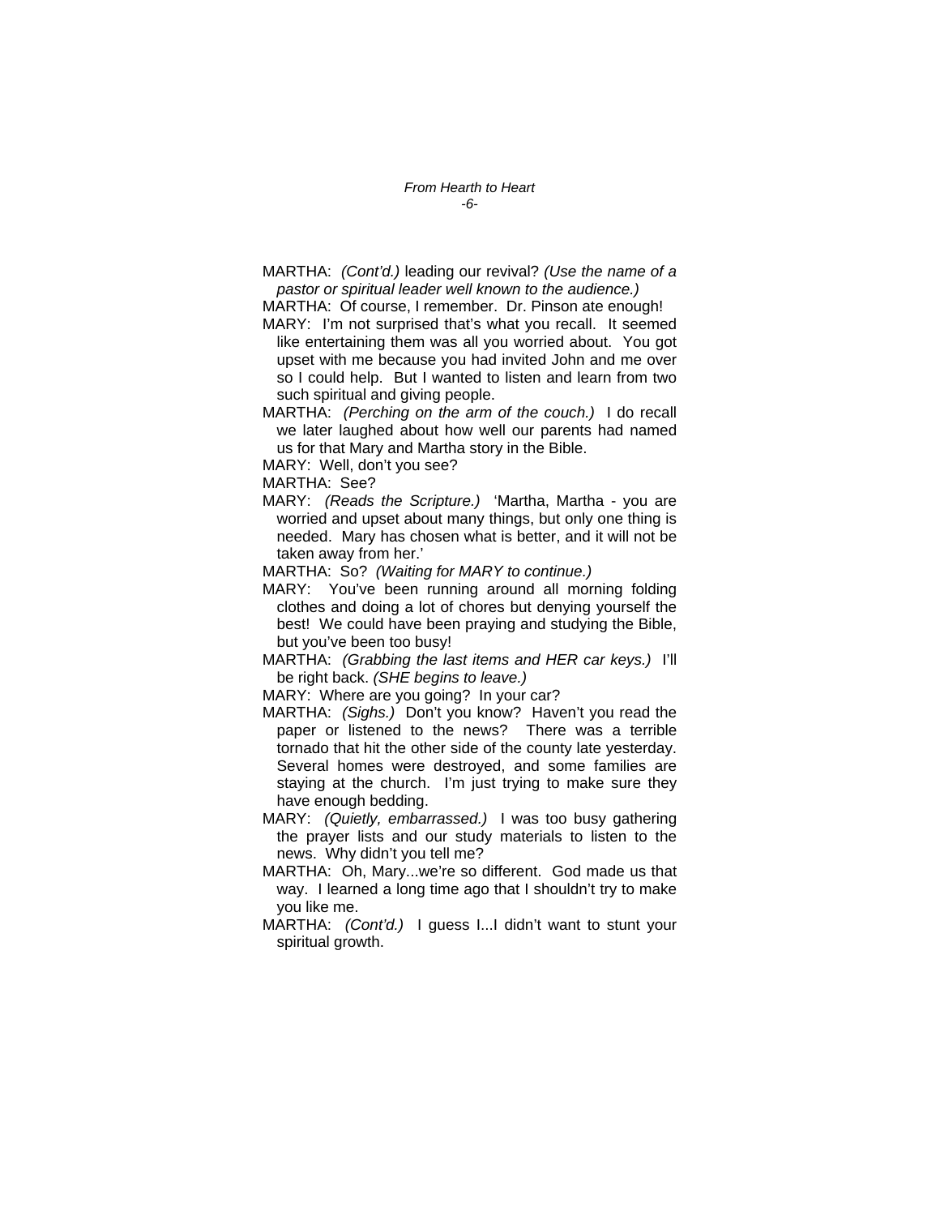MARTHA: *(Cont'd.)* leading our revival? *(Use the name of a pastor or spiritual leader well known to the audience.)*

MARTHA: Of course, I remember. Dr. Pinson ate enough!

MARY: I'm not surprised that's what you recall. It seemed like entertaining them was all you worried about. You got upset with me because you had invited John and me over so I could help. But I wanted to listen and learn from two such spiritual and giving people.

MARTHA: *(Perching on the arm of the couch.)* I do recall we later laughed about how well our parents had named us for that Mary and Martha story in the Bible.

MARY: Well, don't you see?

MARTHA: See?

MARY: *(Reads the Scripture.)* 'Martha, Martha - you are worried and upset about many things, but only one thing is needed. Mary has chosen what is better, and it will not be taken away from her.'

MARTHA: So? *(Waiting for MARY to continue.)*

MARY: You've been running around all morning folding clothes and doing a lot of chores but denying yourself the best! We could have been praying and studying the Bible, but you've been too busy!

MARTHA: *(Grabbing the last items and HER car keys.)* I'll be right back. *(SHE begins to leave.)*

MARY: Where are you going? In your car?

MARTHA: *(Sighs.)* Don't you know? Haven't you read the paper or listened to the news? There was a terrible tornado that hit the other side of the county late yesterday. Several homes were destroyed, and some families are staying at the church. I'm just trying to make sure they have enough bedding.

MARY: *(Quietly, embarrassed.)* I was too busy gathering the prayer lists and our study materials to listen to the news. Why didn't you tell me?

MARTHA: Oh, Mary...we're so different. God made us that way. I learned a long time ago that I shouldn't try to make you like me.

MARTHA: *(Cont'd.)* I guess I...I didn't want to stunt your spiritual growth.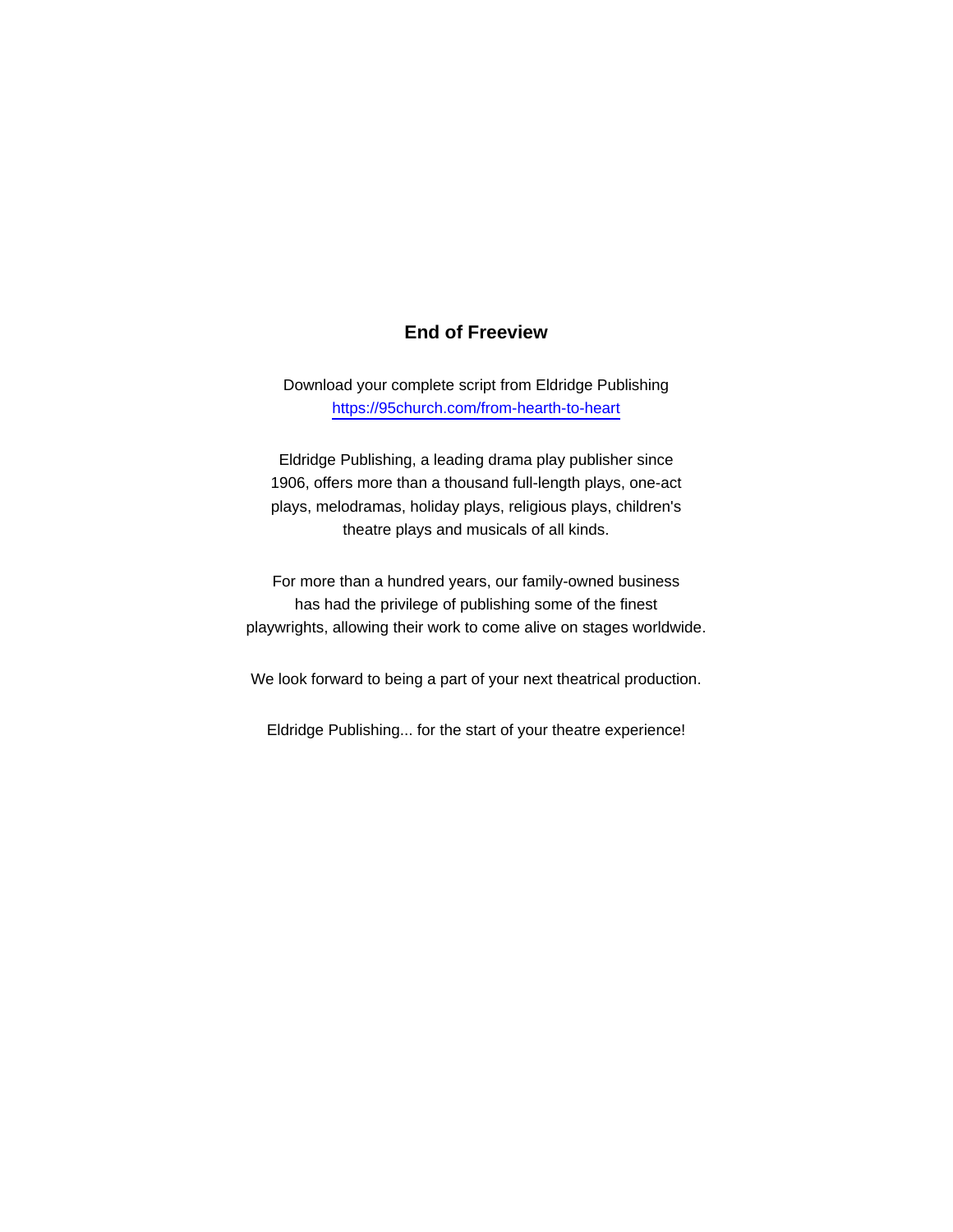## End of Freeview

Download your complete script from Eldridge Publishing
[https://95church.com/from-hearth-to-heart](https://95church.com/from-hearth-to-heart)

Eldridge Publishing, a leading drama play publisher since 1906, offers more than a thousand full-length plays, one-act plays, melodramas, holiday plays, religious plays, children's theatre plays and musicals of all kinds.

For more than a hundred years, our family-owned business has had the privilege of publishing some of the finest playwrights, allowing their work to come alive on stages worldwide.

We look forward to being a part of your next theatrical production.

Eldridge Publishing... for the start of your theatre experience!